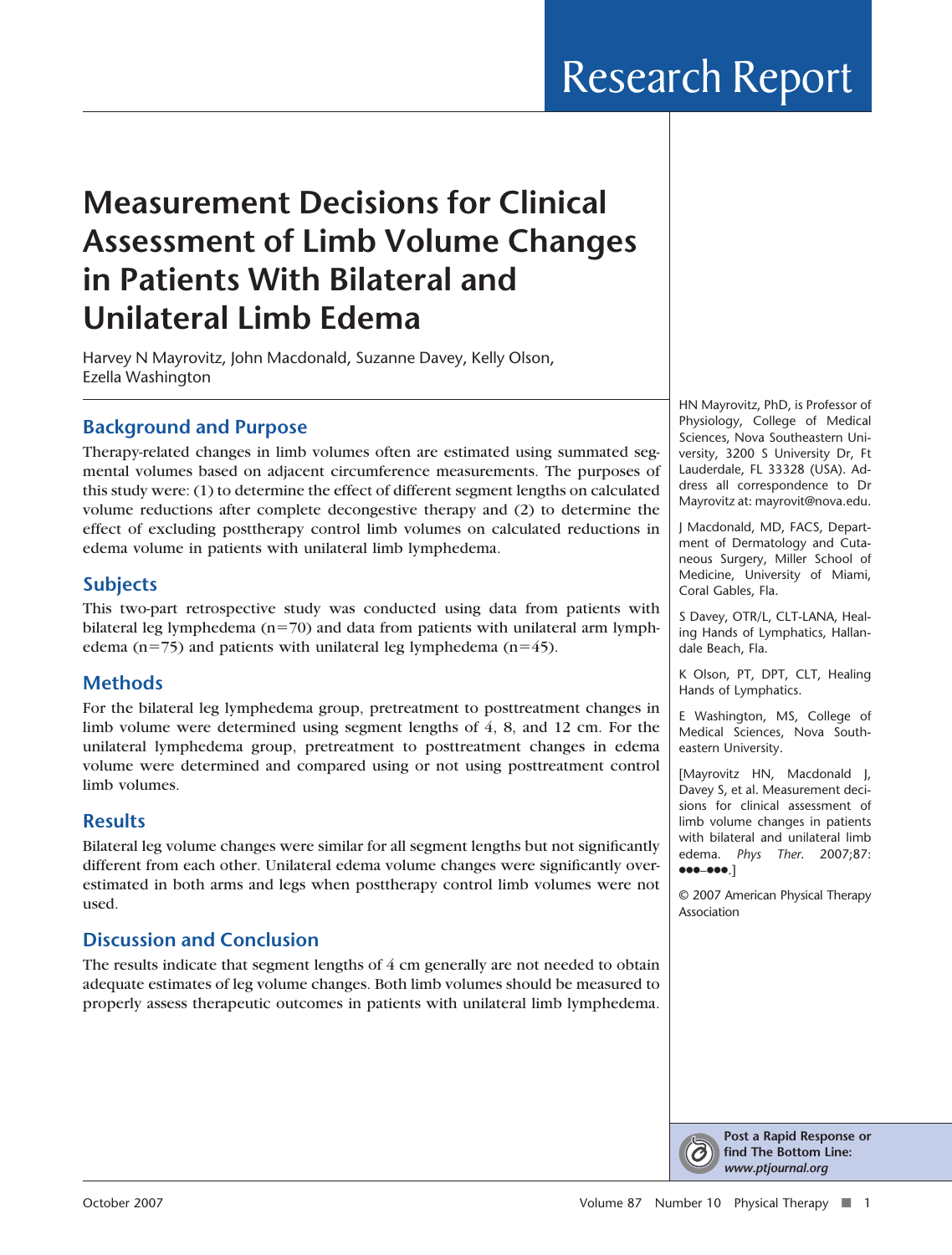# Measurement Decisions for Clinical Assessment of Limb Volume Changes in Patients With Bilateral and Unilateral Limb Edema

Harvey N Mayrovitz, John Macdonald, Suzanne Davey, Kelly Olson, Ezella Washington

## Background and Purpose

Therapy-related changes in limb volumes often are estimated using summated segmental volumes based on adjacent circumference measurements. The purposes of this study were: (1) to determine the effect of different segment lengths on calculated volume reductions after complete decongestive therapy and (2) to determine the effect of excluding posttherapy control limb volumes on calculated reductions in edema volume in patients with unilateral limb lymphedema.

## Subjects

This two-part retrospective study was conducted using data from patients with bilateral leg lymphedema (n=70) and data from patients with unilateral arm lymphedema (n=75) and patients with unilateral leg lymphedema (n=45).

## Methods

For the bilateral leg lymphedema group, pretreatment to posttreatment changes in limb volume were determined using segment lengths of 4, 8, and 12 cm. For the unilateral lymphedema group, pretreatment to posttreatment changes in edema volume were determined and compared using or not using posttreatment control limb volumes.

## Results

Bilateral leg volume changes were similar for all segment lengths but not significantly different from each other. Unilateral edema volume changes were significantly overestimated in both arms and legs when posttherapy control limb volumes were not used.

## Discussion and Conclusion

The results indicate that segment lengths of 4 cm generally are not needed to obtain adequate estimates of leg volume changes. Both limb volumes should be measured to properly assess therapeutic outcomes in patients with unilateral limb lymphedema.

HN Mayrovitz, PhD, is Professor of Physiology, College of Medical Sciences, Nova Southeastern University, 3200 S University Dr, Ft Lauderdale, FL 33328 (USA). Address all correspondence to Dr Mayrovitz at: mayrovit@nova.edu.

J Macdonald, MD, FACS, Department of Dermatology and Cutaneous Surgery, Miller School of Medicine, University of Miami, Coral Gables, Fla.

S Davey, OTR/L, CLT-LANA, Healing Hands of Lymphatics, Hallandale Beach, Fla.

K Olson, PT, DPT, CLT, Healing Hands of Lymphatics.

E Washington, MS, College of Medical Sciences, Nova Southeastern University.

[Mayrovitz HN, Macdonald J, Davey S, et al. Measurement decisions for clinical assessment of limb volume changes in patients with bilateral and unilateral limb edema. *Phys Ther.* 2007;87: ●●●–●●●.]

© 2007 American Physical Therapy Association

**Post a Rapid Response or find The Bottom Line: *www.ptjournal.org***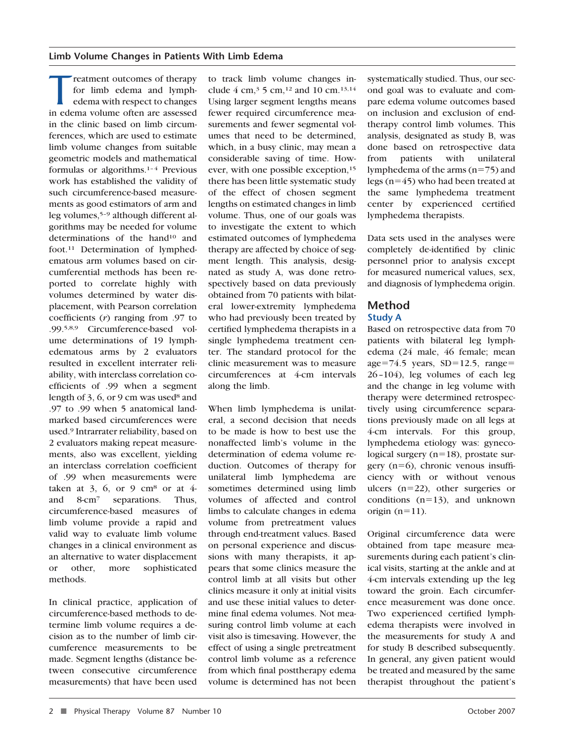Treatment outcomes of therapy for limb edema and lymphedema with respect to changes in edema volume often are assessed in the clinic based on limb circumferences, which are used to estimate limb volume changes from suitable geometric models and mathematical formulas or algorithms.[1–4] Previous work has established the validity of such circumference-based measurements as good estimators of arm and leg volumes,[5–9] although different algorithms may be needed for volume determinations of the hand[10] and foot.[11] Determination of lymphedematous arm volumes based on circumferential methods has been reported to correlate highly with volumes determined by water displacement, with Pearson correlation coefficients ($r$) ranging from .97 to .99.[5,8,9] Circumference-based volume determinations of 19 lymphedematous arms by 2 evaluators resulted in excellent interrater reliability, with interclass correlation coefficients of .99 when a segment length of 3, 6, or 9 cm was used[8] and .97 to .99 when 5 anatomical landmarked based circumferences were used.[9] Intrarrater reliability, based on 2 evaluators making repeat measurements, also was excellent, yielding an interclass correlation coefficient of .99 when measurements were taken at 3, 6, or 9 cm[8] or at 4- and 8-cm[7] separations. Thus, circumference-based measures of limb volume provide a rapid and valid way to evaluate limb volume changes in a clinical environment as an alternative to water displacement or other, more sophisticated methods.

In clinical practice, application of circumference-based methods to determine limb volume requires a decision as to the number of limb circumference measurements to be made. Segment lengths (distance between consecutive circumference measurements) that have been used to track limb volume changes include 4 cm,[3] 5 cm,[12] and 10 cm.[13,14] Using larger segment lengths means fewer required circumference measurements and fewer segmental volumes that need to be determined, which, in a busy clinic, may mean a considerable saving of time. However, with one possible exception,[15] there has been little systematic study of the effect of chosen segment lengths on estimated changes in limb volume. Thus, one of our goals was to investigate the extent to which estimated outcomes of lymphedema therapy are affected by choice of segment length. This analysis, designated as study A, was done retrospectively based on data previously obtained from 70 patients with bilateral lower-extremity lymphedema who had previously been treated by certified lymphedema therapists in a single lymphedema treatment center. The standard protocol for the clinic measurement was to measure circumferences at 4-cm intervals along the limb.

When limb lymphedema is unilateral, a second decision that needs to be made is how to best use the nonaffected limb's volume in the determination of edema volume reduction. Outcomes of therapy for unilateral limb lymphedema are sometimes determined using limb volumes of affected and control limbs to calculate changes in edema volume from pretreatment values through end-treatment values. Based on personal experience and discussions with many therapists, it appears that some clinics measure the control limb at all visits but other clinics measure it only at initial visits and use these initial values to determine final edema volumes. Not measuring control limb volume at each visit also is timesaving. However, the effect of using a single pretreatment control limb volume as a reference from which final posttherapy edema volume is determined has not been systematically studied. Thus, our second goal was to evaluate and compare edema volume outcomes based on inclusion and exclusion of end-therapy control limb volumes. This analysis, designated as study B, was done based on retrospective data from patients with unilateral lymphedema of the arms (n=75) and legs (n=45) who had been treated at the same lymphedema treatment center by experienced certified lymphedema therapists.

Data sets used in the analyses were completely de-identified by clinic personnel prior to analysis except for measured numerical values, sex, and diagnosis of lymphedema origin.

## Method

### Study A

Based on retrospective data from 70 patients with bilateral leg lymphedema (24 male, 46 female; mean age=74.5 years, SD=12.5, range=26–104), leg volumes of each leg and the change in leg volume with therapy were determined retrospectively using circumference separations previously made on all legs at 4-cm intervals. For this group, lymphedema etiology was: gynecological surgery (n=18), prostate surgery (n=6), chronic venous insufficiency with or without venous ulcers (n=22), other surgeries or conditions (n=13), and unknown origin (n=11).

Original circumference data were obtained from tape measure measurements during each patient's clinical visits, starting at the ankle and at 4-cm intervals extending up the leg toward the groin. Each circumference measurement was done once. Two experienced certified lymphedema therapists were involved in the measurements for study A and for study B described subsequently. In general, any given patient would be treated and measured by the same therapist throughout the patient's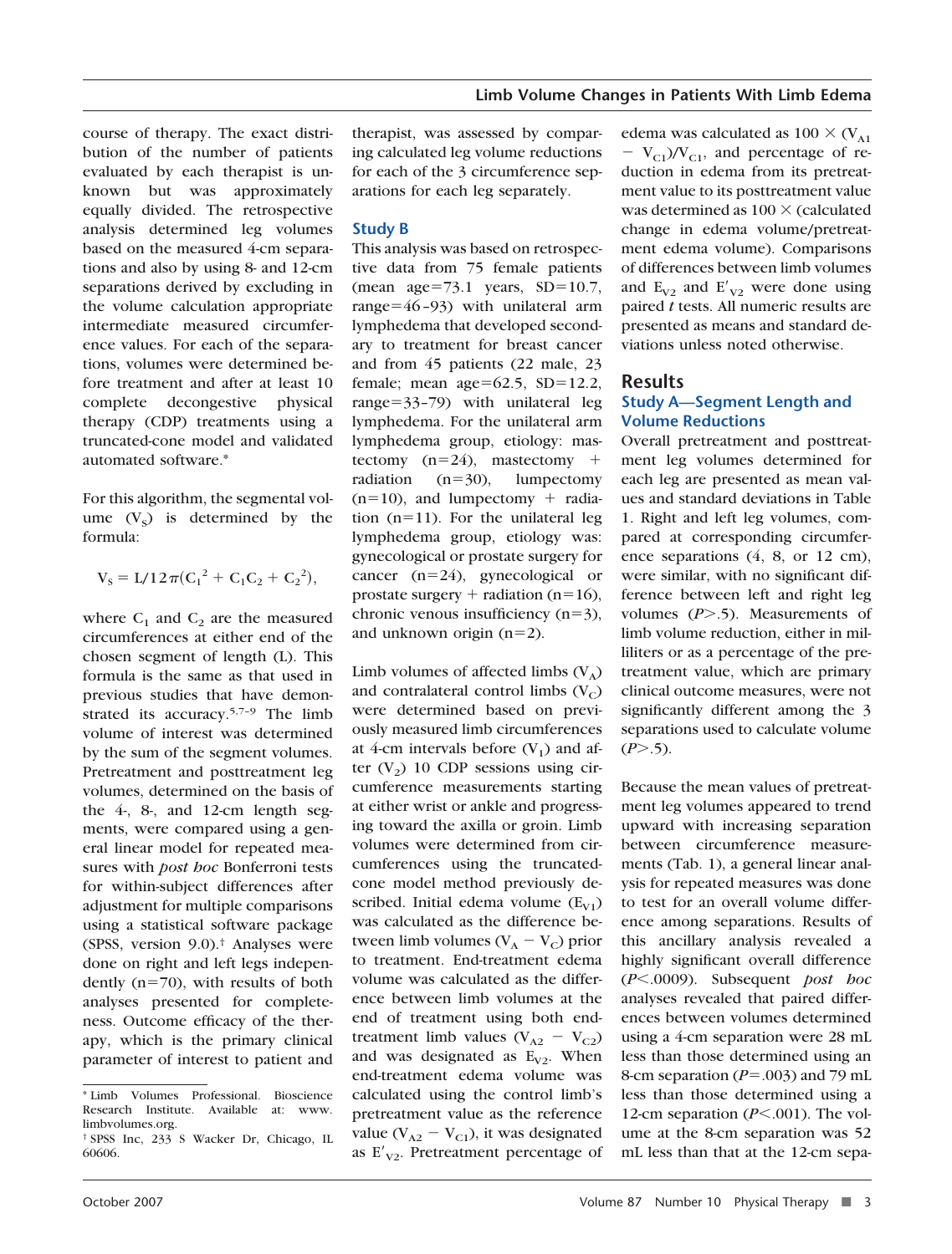course of therapy. The exact distribution of the number of patients evaluated by each therapist is unknown but was approximately equally divided. The retrospective analysis determined leg volumes based on the measured 4-cm separations and also by using 8- and 12-cm separations derived by excluding in the volume calculation appropriate intermediate measured circumference values. For each of the separations, volumes were determined before treatment and after at least 10 complete decongestive physical therapy (CDP) treatments using a truncated-cone model and validated automated software.*

For this algorithm, the segmental volume ($V_S$) is determined by the formula:

$$V_S = L/12\pi(C_1^2 + C_1C_2 + C_2^2),$$

where $C_1$ and $C_2$ are the measured circumferences at either end of the chosen segment of length (L). This formula is the same as that used in previous studies that have demonstrated its accuracy.[5,7–9] The limb volume of interest was determined by the sum of the segment volumes. Pretreatment and posttreatment leg volumes, determined on the basis of the 4-, 8-, and 12-cm length segments, were compared using a general linear model for repeated measures with *post hoc* Bonferroni tests for within-subject differences after adjustment for multiple comparisons using a statistical software package (SPSS, version 9.0).† Analyses were done on right and left legs independently (n=70), with results of both analyses presented for completeness. Outcome efficacy of the therapy, which is the primary clinical parameter of interest to patient and therapist, was assessed by comparing calculated leg volume reductions for each of the 3 circumference separations for each leg separately.

## Study B

This analysis was based on retrospective data from 75 female patients (mean age=73.1 years, SD=10.7, range=46–93) with unilateral arm lymphedema that developed secondary to treatment for breast cancer and from 45 patients (22 male, 23 female; mean age=62.5, SD=12.2, range=33–79) with unilateral leg lymphedema. For the unilateral arm lymphedema group, etiology: mastectomy (n=24), mastectomy + radiation (n=30), lumpectomy (n=10), and lumpectomy + radiation (n=11). For the unilateral leg lymphedema group, etiology was: gynecological or prostate surgery for cancer (n=24), gynecological or prostate surgery + radiation (n=16), chronic venous insufficiency (n=3), and unknown origin (n=2).

Limb volumes of affected limbs ($V_A$) and contralateral control limbs ($V_C$) were determined based on previously measured limb circumferences at 4-cm intervals before ($V_1$) and after ($V_2$) 10 CDP sessions using circumference measurements starting at either wrist or ankle and progressing toward the axilla or groin. Limb volumes were determined from circumferences using the truncated-cone model method previously described. Initial edema volume ($E_{V1}$) was calculated as the difference between limb volumes ($V_A - V_C$) prior to treatment. End-treatment edema volume was calculated as the difference between limb volumes at the end of treatment using both end-treatment limb values ($V_{A2} - V_{C2}$) and was designated as $E_{V2}$. When end-treatment edema volume was calculated using the control limb's pretreatment value as the reference value ($V_{A2} - V_{C1}$), it was designated as $E'_{V2}$. Pretreatment percentage of edema was calculated as $100 \times (V_{A1} - V_{C1})/V_{C1}$, and percentage of reduction in edema from its pretreatment value to its posttreatment value was determined as 100 × (calculated change in edema volume/pretreatment edema volume). Comparisons of differences between limb volumes and $E_{V2}$ and $E'_{V2}$ were done using paired *t* tests. All numeric results are presented as means and standard deviations unless noted otherwise.

# Results

## Study A—Segment Length and Volume Reductions

Overall pretreatment and posttreatment leg volumes determined for each leg are presented as mean values and standard deviations in Table 1. Right and left leg volumes, compared at corresponding circumference separations (4, 8, or 12 cm), were similar, with no significant difference between left and right leg volumes ($P>.5$). Measurements of limb volume reduction, either in milliliters or as a percentage of the pretreatment value, which are primary clinical outcome measures, were not significantly different among the 3 separations used to calculate volume ($P>.5$).

Because the mean values of pretreatment leg volumes appeared to trend upward with increasing separation between circumference measurements (Tab. 1), a general linear analysis for repeated measures was done to test for an overall volume difference among separations. Results of this ancillary analysis revealed a highly significant overall difference ($P<.0009$). Subsequent *post hoc* analyses revealed that paired differences between volumes determined using a 4-cm separation were 28 mL less than those determined using an 8-cm separation ($P=.003$) and 79 mL less than those determined using a 12-cm separation ($P<.001$). The volume at the 8-cm separation was 52 mL less than that at the 12-cm sepa-

---

* Limb Volumes Professional. Bioscience Research Institute. Available at: www.limbvolumes.org.

† SPSS Inc, 233 S Wacker Dr, Chicago, IL 60606.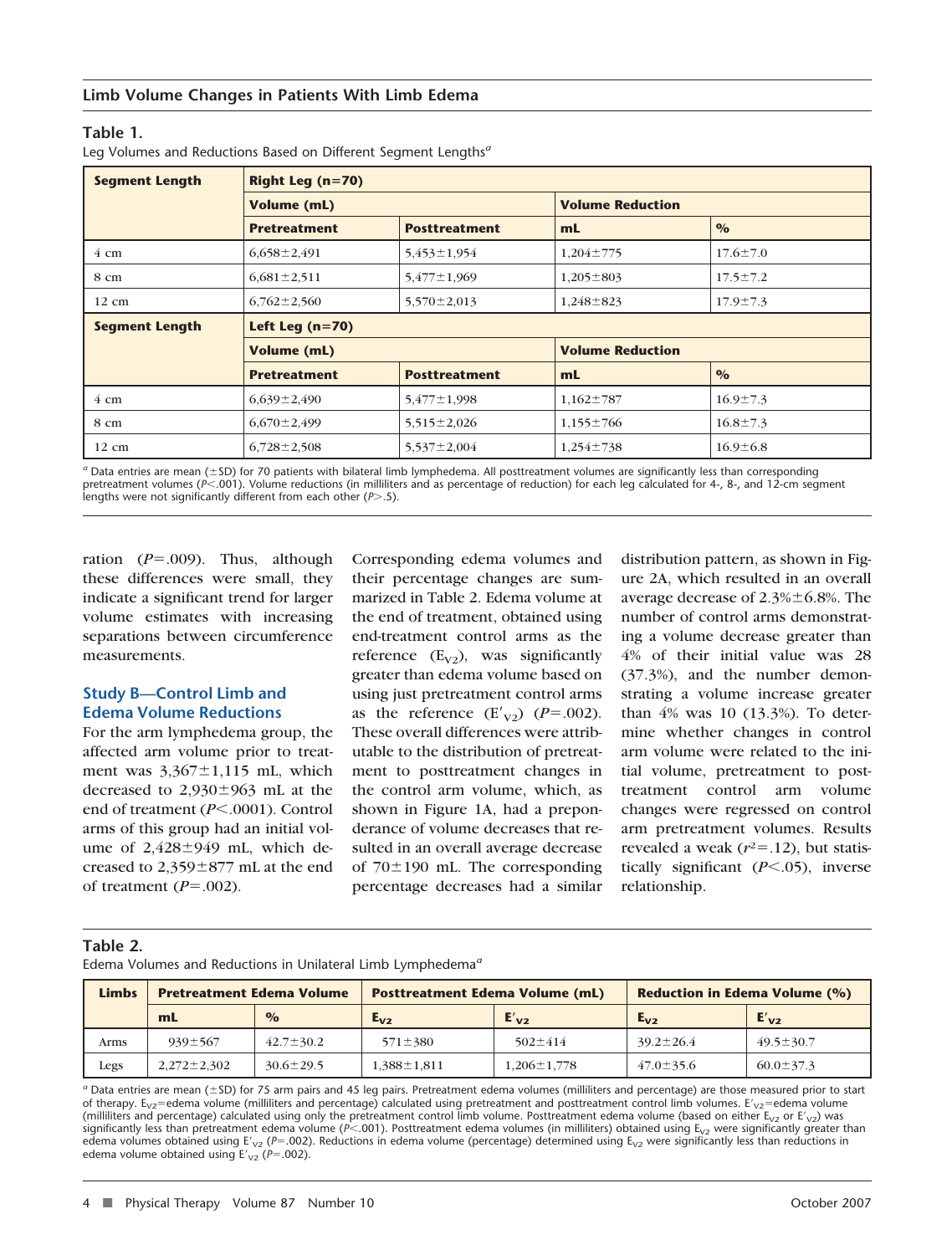**Table 1.**
Leg Volumes and Reductions Based on Different Segment Lengths[a]

| Segment Length | Right Leg (n=70) | | | |
|---|---|---|---|---|
| | Volume (mL) | | Volume Reduction | |
| | Pretreatment | Posttreatment | mL | % |
| 4 cm | 6,658±2,491 | 5,453±1,954 | 1,204±775 | 17.6±7.0 |
| 8 cm | 6,681±2,511 | 5,477±1,969 | 1,205±803 | 17.5±7.2 |
| 12 cm | 6,762±2,560 | 5,570±2,013 | 1,248±823 | 17.9±7.3 |
| **Segment Length** | **Left Leg (n=70)** | | | |
| | Volume (mL) | | Volume Reduction | |
| | Pretreatment | Posttreatment | mL | % |
| 4 cm | 6,639±2,490 | 5,477±1,998 | 1,162±787 | 16.9±7.3 |
| 8 cm | 6,670±2,499 | 5,515±2,026 | 1,155±766 | 16.8±7.3 |
| 12 cm | 6,728±2,508 | 5,537±2,004 | 1,254±738 | 16.9±6.8 |

[a] Data entries are mean (±SD) for 70 patients with bilateral limb lymphedema. All posttreatment volumes are significantly less than corresponding pretreatment volumes ($P<.001$). Volume reductions (in milliliters and as percentage of reduction) for each leg calculated for 4-, 8-, and 12-cm segment lengths were not significantly different from each other ($P>.5$).

ration ($P=.009$). Thus, although these differences were small, they indicate a significant trend for larger volume estimates with increasing separations between circumference measurements.

### Study B—Control Limb and Edema Volume Reductions

For the arm lymphedema group, the affected arm volume prior to treatment was 3,367±1,115 mL, which decreased to 2,930±963 mL at the end of treatment ($P<.0001$). Control arms of this group had an initial volume of 2,428±949 mL, which decreased to 2,359±877 mL at the end of treatment ($P=.002$).

Corresponding edema volumes and their percentage changes are summarized in Table 2. Edema volume at the end of treatment, obtained using end-treatment control arms as the reference ($E_{V2}$), was significantly greater than edema volume based on using just pretreatment control arms as the reference ($E'_{V2}$) ($P=.002$). These overall differences were attributable to the distribution of pretreatment to posttreatment changes in the control arm volume, which, as shown in Figure 1A, had a preponderance of volume decreases that resulted in an overall average decrease of 70±190 mL. The corresponding percentage decreases had a similar distribution pattern, as shown in Figure 2A, which resulted in an overall average decrease of 2.3%±6.8%. The number of control arms demonstrating a volume decrease greater than 4% of their initial value was 28 (37.3%), and the number demonstrating a volume increase greater than 4% was 10 (13.3%). To determine whether changes in control arm volume were related to the initial volume, pretreatment to posttreatment control arm volume changes were regressed on control arm pretreatment volumes. Results revealed a weak ($r^2=.12$), but statistically significant ($P<.05$), inverse relationship.

**Table 2.**
Edema Volumes and Reductions in Unilateral Limb Lymphedema[a]

| Limbs | Pretreatment Edema Volume | | Posttreatment Edema Volume (mL) | | Reduction in Edema Volume (%) | |
|---|---|---|---|---|---|---|
| | mL | % | $E_{V2}$ | $E'_{V2}$ | $E_{V2}$ | $E'_{V2}$ |
| Arms | 939±567 | 42.7±30.2 | 571±380 | 502±414 | 39.2±26.4 | 49.5±30.7 |
| Legs | 2,272±2,302 | 30.6±29.5 | 1,388±1,811 | 1,206±1,778 | 47.0±35.6 | 60.0±37.3 |

[a] Data entries are mean (±SD) for 75 arm pairs and 45 leg pairs. Pretreatment edema volumes (milliliters and percentage) are those measured prior to start of therapy. $E_{V2}$=edema volume (milliliters and percentage) calculated using pretreatment and posttreatment control limb volumes. $E'_{V2}$=edema volume (milliliters and percentage) calculated using only the pretreatment control limb volume. Posttreatment edema volume (based on either $E_{V2}$ or $E'_{V2}$) was significantly less than pretreatment edema volume ($P<.001$). Posttreatment edema volumes (in milliliters) obtained using $E_{V2}$ were significantly greater than edema volumes obtained using $E'_{V2}$ ($P=.002$). Reductions in edema volume (percentage) determined using $E_{V2}$ were significantly less than reductions in edema volume obtained using $E'_{V2}$ ($P=.002$).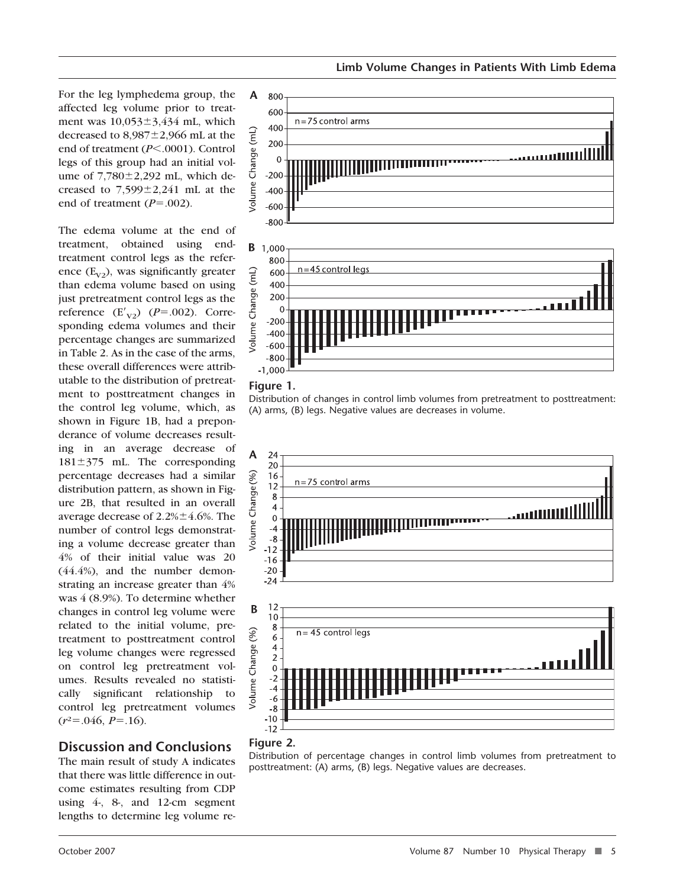For the leg lymphedema group, the affected leg volume prior to treatment was 10,053±3,434 mL, which decreased to 8,987±2,966 mL at the end of treatment ($P<.0001$). Control legs of this group had an initial volume of 7,780±2,292 mL, which decreased to 7,599±2,241 mL at the end of treatment ($P=.002$).

The edema volume at the end of treatment, obtained using end-treatment control legs as the reference ($E_{V2}$), was significantly greater than edema volume based on using just pretreatment control legs as the reference ($E'_{V2}$) ($P=.002$). Corresponding edema volumes and their percentage changes are summarized in Table 2. As in the case of the arms, these overall differences were attributable to the distribution of pretreatment to posttreatment changes in the control leg volume, which, as shown in Figure 1B, had a preponderance of volume decreases resulting in an average decrease of 181±375 mL. The corresponding percentage decreases had a similar distribution pattern, as shown in Figure 2B, that resulted in an overall average decrease of 2.2%±4.6%. The number of control legs demonstrating a volume decrease greater than 4% of their initial value was 20 (44.4%), and the number demonstrating an increase greater than 4% was 4 (8.9%). To determine whether changes in control leg volume were related to the initial volume, pretreatment to posttreatment control leg volume changes were regressed on control leg pretreatment volumes. Results revealed no statistically significant relationship to control leg pretreatment volumes ($r^2=.046$, $P=.16$).

**Figure 1.**
Distribution of changes in control limb volumes from pretreatment to posttreatment: (A) arms, (B) legs. Negative values are decreases in volume.

**Figure 2.**
Distribution of percentage changes in control limb volumes from pretreatment to posttreatment: (A) arms, (B) legs. Negative values are decreases.

## Discussion and Conclusions

The main result of study A indicates that there was little difference in outcome estimates resulting from CDP using 4-, 8-, and 12-cm segment lengths to determine leg volume re-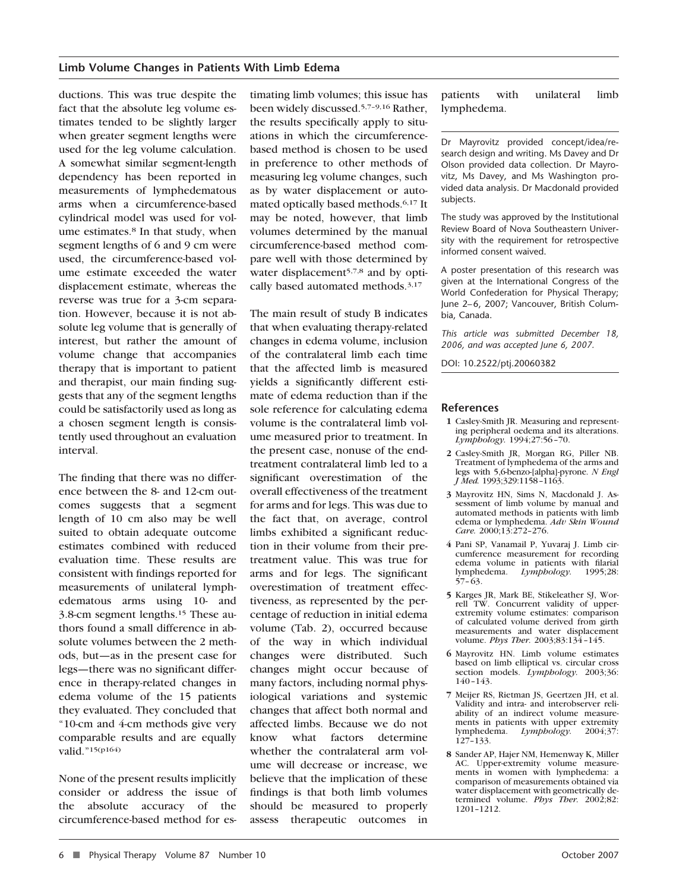ductions. This was true despite the fact that the absolute leg volume estimates tended to be slightly larger when greater segment lengths were used for the leg volume calculation. A somewhat similar segment-length dependency has been reported in measurements of lymphedematous arms when a circumference-based cylindrical model was used for volume estimates.[8] In that study, when segment lengths of 6 and 9 cm were used, the circumference-based volume estimate exceeded the water displacement estimate, whereas the reverse was true for a 3-cm separation. However, because it is not absolute leg volume that is generally of interest, but rather the amount of volume change that accompanies therapy that is important to patient and therapist, our main finding suggests that any of the segment lengths could be satisfactorily used as long as a chosen segment length is consistently used throughout an evaluation interval.

The finding that there was no difference between the 8- and 12-cm outcomes suggests that a segment length of 10 cm also may be well suited to obtain adequate outcome estimates combined with reduced evaluation time. These results are consistent with findings reported for measurements of unilateral lymphedematous arms using 10- and 3.8-cm segment lengths.[15] These authors found a small difference in absolute volumes between the 2 methods, but—as in the present case for legs—there was no significant difference in therapy-related changes in edema volume of the 15 patients they evaluated. They concluded that "10-cm and 4-cm methods give very comparable results and are equally valid."[15(p164)]

None of the present results implicitly consider or address the issue of the absolute accuracy of the circumference-based method for estimating limb volumes; this issue has been widely discussed.[5,7–9,16] Rather, the results specifically apply to situations in which the circumference-based method is chosen to be used in preference to other methods of measuring leg volume changes, such as by water displacement or automated optically based methods.[6,17] It may be noted, however, that limb volumes determined by the manual circumference-based method compare well with those determined by water displacement[5,7,8] and by optically based automated methods.[3,17]

The main result of study B indicates that when evaluating therapy-related changes in edema volume, inclusion of the contralateral limb each time that the affected limb is measured yields a significantly different estimate of edema reduction than if the sole reference for calculating edema volume is the contralateral limb volume measured prior to treatment. In the present case, nonuse of the end-treatment contralateral limb led to a significant overestimation of the overall effectiveness of the treatment for arms and for legs. This was due to the fact that, on average, control limbs exhibited a significant reduction in their volume from their pretreatment value. This was true for arms and for legs. The significant overestimation of treatment effectiveness, as represented by the percentage of reduction in initial edema volume (Tab. 2), occurred because of the way in which individual changes were distributed. Such changes might occur because of many factors, including normal physiological variations and systemic changes that affect both normal and affected limbs. Because we do not know what factors determine whether the contralateral arm volume will decrease or increase, we believe that the implication of these findings is that both limb volumes should be measured to properly assess therapeutic outcomes in patients with unilateral limb lymphedema.

Dr Mayrovitz provided concept/idea/research design and writing. Ms Davey and Dr Olson provided data collection. Dr Mayrovitz, Ms Davey, and Ms Washington provided data analysis. Dr Macdonald provided subjects.

The study was approved by the Institutional Review Board of Nova Southeastern University with the requirement for retrospective informed consent waived.

A poster presentation of this research was given at the International Congress of the World Confederation for Physical Therapy; June 2–6, 2007; Vancouver, British Columbia, Canada.

*This article was submitted December 18, 2006, and was accepted June 6, 2007.*

DOI: 10.2522/ptj.20060382

## References

1. Casley-Smith JR. Measuring and representing peripheral oedema and its alterations. *Lymphology.* 1994;27:56–70.
2. Casley-Smith JR, Morgan RG, Piller NB. Treatment of lymphedema of the arms and legs with 5,6-benzo-[alpha]-pyrone. *N Engl J Med.* 1993;329:1158–1163.
3. Mayrovitz HN, Sims N, Macdonald J. Assessment of limb volume by manual and automated methods in patients with limb edema or lymphedema. *Adv Skin Wound Care.* 2000;13:272–276.
4. Pani SP, Vanamail P, Yuvaraj J. Limb circumference measurement for recording edema volume in patients with filarial lymphedema. *Lymphology.* 1995;28: 57–63.
5. Karges JR, Mark BE, Stikeleather SJ, Worrell TW. Concurrent validity of upper-extremity volume estimates: comparison of calculated volume derived from girth measurements and water displacement volume. *Phys Ther.* 2003;83:134–145.
6. Mayrovitz HN. Limb volume estimates based on limb elliptical vs. circular cross section models. *Lymphology.* 2003;36: 140–143.
7. Meijer RS, Rietman JS, Geertzen JH, et al. Validity and intra- and interobserver reliability of an indirect volume measurements in patients with upper extremity lymphedema. *Lymphology.* 2004;37: 127–133.
8. Sander AP, Hajer NM, Hemenway K, Miller AC. Upper-extremity volume measurements in women with lymphedema: a comparison of measurements obtained via water displacement with geometrically determined volume. *Phys Ther.* 2002;82: 1201–1212.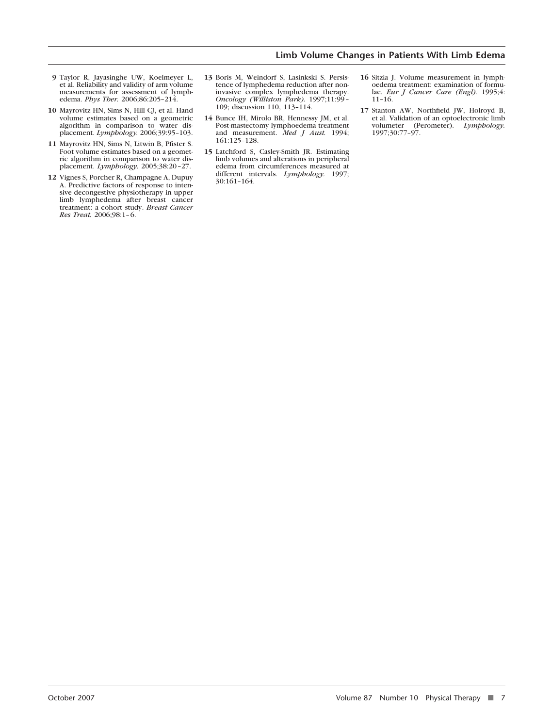9 Taylor R, Jayasinghe UW, Koelmeyer L, et al. Reliability and validity of arm volume measurements for assessment of lymphedema. *Phys Ther.* 2006;86:205–214.

10 Mayrovitz HN, Sims N, Hill CJ, et al. Hand volume estimates based on a geometric algorithm in comparison to water displacement. *Lymphology.* 2006;39:95–103.

11 Mayrovitz HN, Sims N, Litwin B, Pfister S. Foot volume estimates based on a geometric algorithm in comparison to water displacement. *Lymphology.* 2005;38:20–27.

12 Vignes S, Porcher R, Champagne A, Dupuy A. Predictive factors of response to intensive decongestive physiotherapy in upper limb lymphedema after breast cancer treatment: a cohort study. *Breast Cancer Res Treat.* 2006;98:1–6.

13 Boris M, Weindorf S, Lasinkski S. Persistence of lymphedema reduction after noninvasive complex lymphedema therapy. *Oncology (Williston Park).* 1997;11:99–109; discussion 110, 113–114.

14 Bunce IH, Mirolo BR, Hennessy JM, et al. Post-mastectomy lymphoedema treatment and measurement. *Med J Aust.* 1994;161:125–128.

15 Latchford S, Casley-Smith JR. Estimating limb volumes and alterations in peripheral edema from circumferences measured at different intervals. *Lymphology.* 1997;30:161–164.

16 Sitzia J. Volume measurement in lymphoedema treatment: examination of formulae. *Eur J Cancer Care (Engl).* 1995;4:11–16.

17 Stanton AW, Northfield JW, Holroyd B, et al. Validation of an optoelectronic limb volumeter (Perometer). *Lymphology.* 1997;30:77–97.